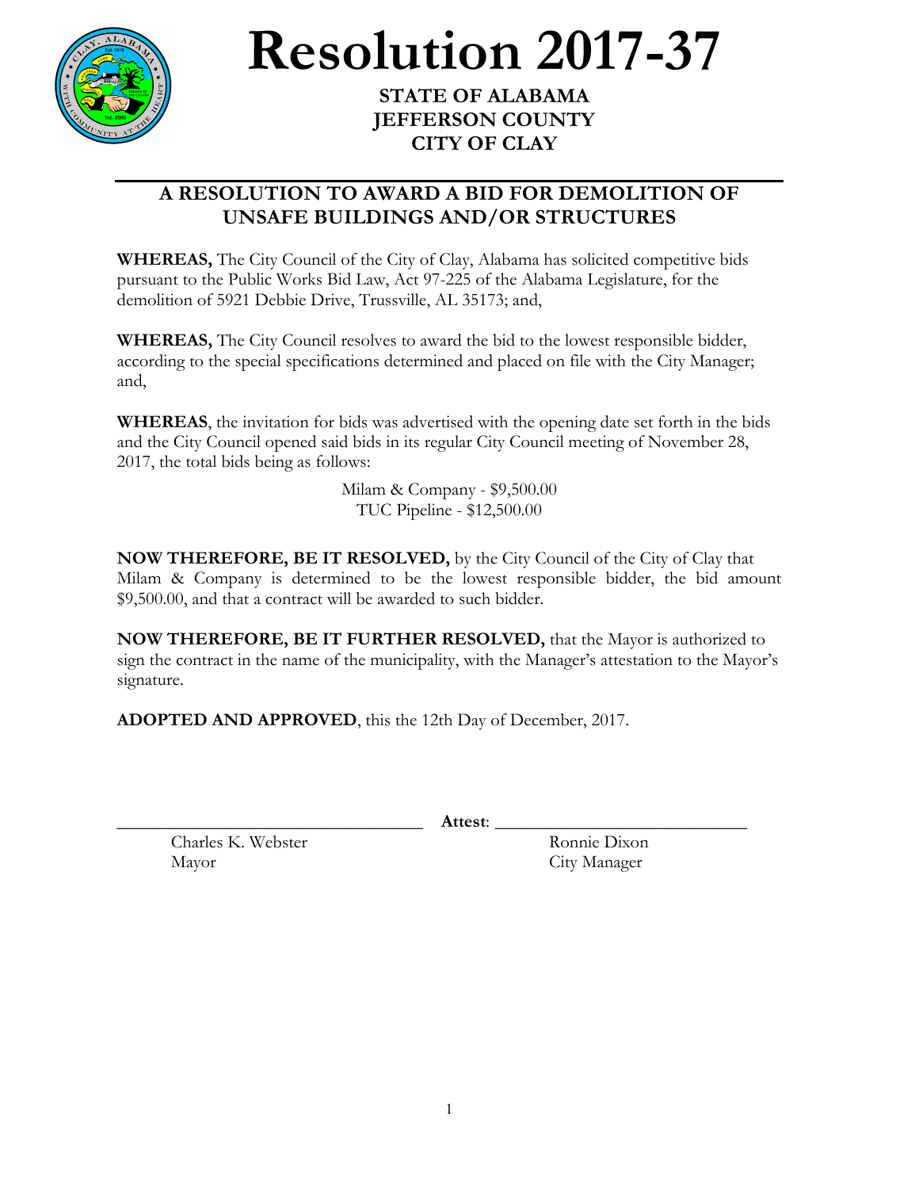# Resolution 2017-37

**STATE OF ALABAMA**
**JEFFERSON COUNTY**
**CITY OF CLAY**

---

## A RESOLUTION TO AWARD A BID FOR DEMOLITION OF UNSAFE BUILDINGS AND/OR STRUCTURES

**WHEREAS,** The City Council of the City of Clay, Alabama has solicited competitive bids pursuant to the Public Works Bid Law, Act 97-225 of the Alabama Legislature, for the demolition of 5921 Debbie Drive, Trussville, AL 35173; and,

**WHEREAS,** The City Council resolves to award the bid to the lowest responsible bidder, according to the special specifications determined and placed on file with the City Manager; and,

**WHEREAS**, the invitation for bids was advertised with the opening date set forth in the bids and the City Council opened said bids in its regular City Council meeting of November 28, 2017, the total bids being as follows:

Milam & Company - $9,500.00
TUC Pipeline - $12,500.00

**NOW THEREFORE, BE IT RESOLVED,** by the City Council of the City of Clay that Milam & Company is determined to be the lowest responsible bidder, the bid amount $9,500.00, and that a contract will be awarded to such bidder.

**NOW THEREFORE, BE IT FURTHER RESOLVED,** that the Mayor is authorized to sign the contract in the name of the municipality, with the Manager's attestation to the Mayor's signature.

**ADOPTED AND APPROVED**, this the 12th Day of December, 2017.

\_\_\_\_\_\_\_\_\_\_\_\_\_\_\_\_\_\_\_\_\_\_\_\_\_\_\_\_\_\_ **Attest**: \_\_\_\_\_\_\_\_\_\_\_\_\_\_\_\_\_\_\_\_\_\_\_\_\_\_\_\_\_\_

Charles K. Webster
Mayor

Ronnie Dixon
City Manager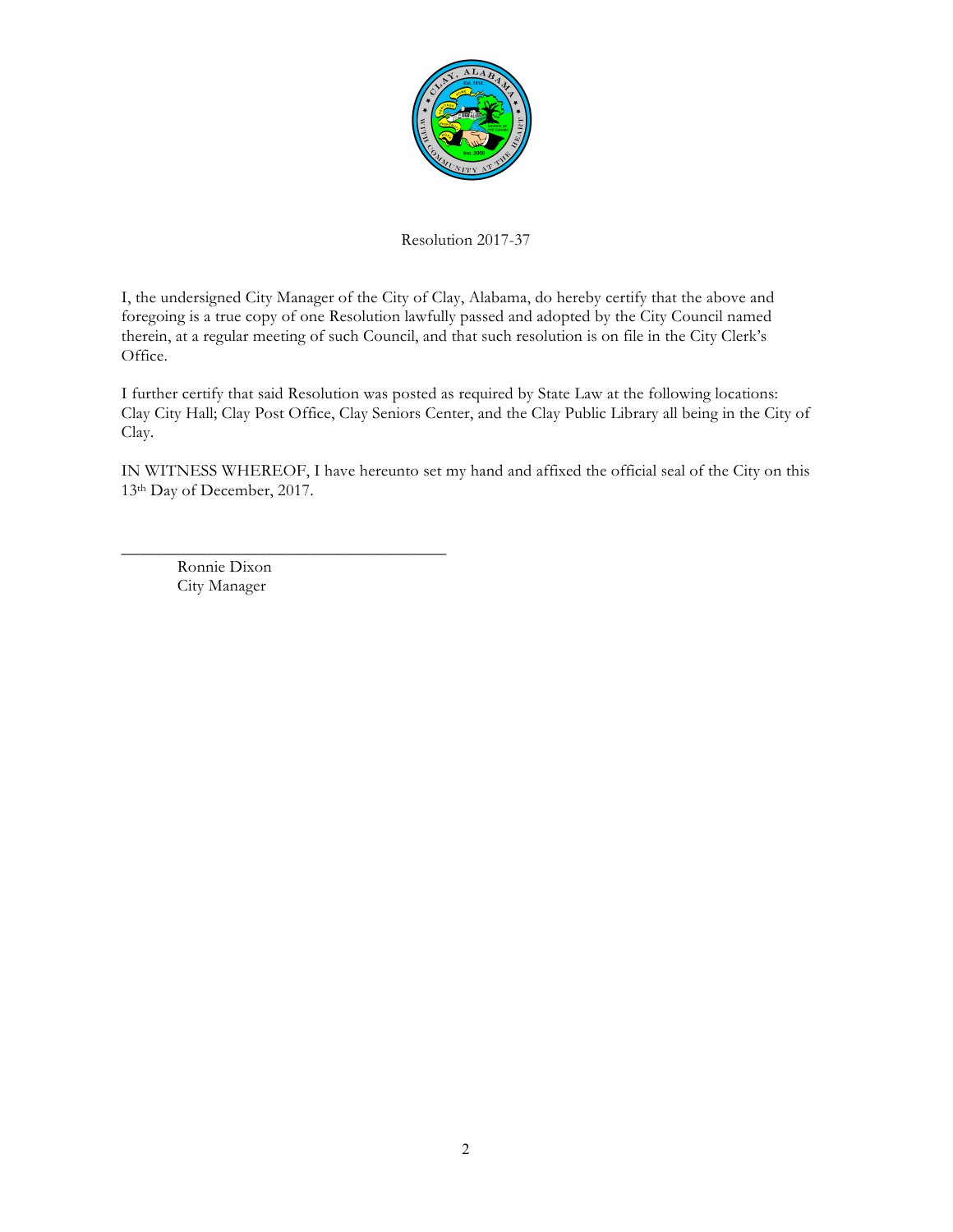Resolution 2017-37

I, the undersigned City Manager of the City of Clay, Alabama, do hereby certify that the above and foregoing is a true copy of one Resolution lawfully passed and adopted by the City Council named therein, at a regular meeting of such Council, and that such resolution is on file in the City Clerk's Office.

I further certify that said Resolution was posted as required by State Law at the following locations: Clay City Hall; Clay Post Office, Clay Seniors Center, and the Clay Public Library all being in the City of Clay.

IN WITNESS WHEREOF, I have hereunto set my hand and affixed the official seal of the City on this 13th Day of December, 2017.

\_\_\_\_\_\_\_\_\_\_\_\_\_\_\_\_\_\_\_\_\_\_\_\_\_\_\_\_\_\_\_\_\_\_\_\_\_\_\_\_

Ronnie Dixon
City Manager